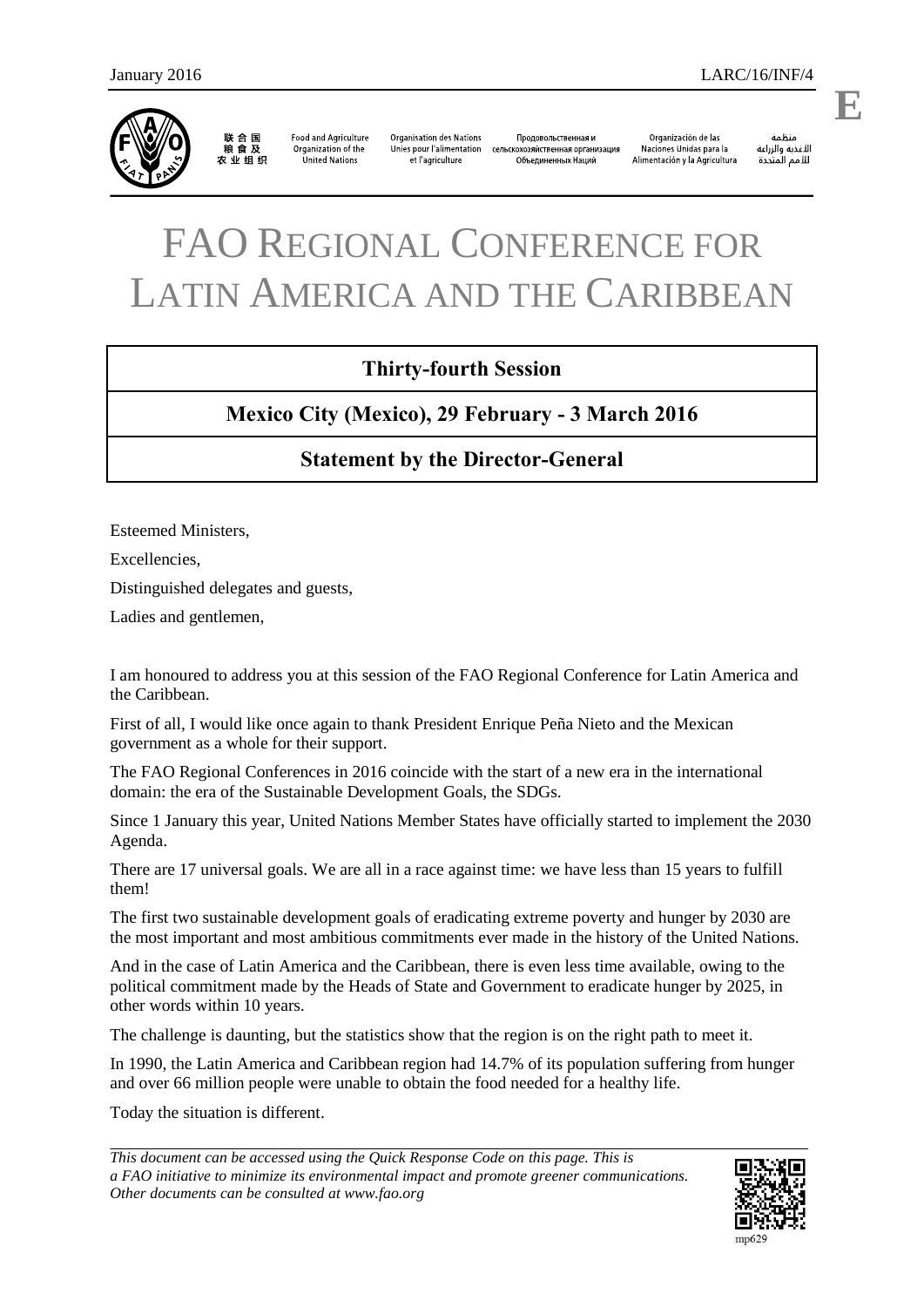# FAO Regional Conference for Latin America and the Caribbean

**Thirty-fourth Session**

**Mexico City (Mexico), 29 February - 3 March 2016**

**Statement by the Director-General**

Esteemed Ministers,

Excellencies,

Distinguished delegates and guests,

Ladies and gentlemen,

I am honoured to address you at this session of the FAO Regional Conference for Latin America and the Caribbean.

First of all, I would like once again to thank President Enrique Peña Nieto and the Mexican government as a whole for their support.

The FAO Regional Conferences in 2016 coincide with the start of a new era in the international domain: the era of the Sustainable Development Goals, the SDGs.

Since 1 January this year, United Nations Member States have officially started to implement the 2030 Agenda.

There are 17 universal goals. We are all in a race against time: we have less than 15 years to fulfill them!

The first two sustainable development goals of eradicating extreme poverty and hunger by 2030 are the most important and most ambitious commitments ever made in the history of the United Nations.

And in the case of Latin America and the Caribbean, there is even less time available, owing to the political commitment made by the Heads of State and Government to eradicate hunger by 2025, in other words within 10 years.

The challenge is daunting, but the statistics show that the region is on the right path to meet it.

In 1990, the Latin America and Caribbean region had 14.7% of its population suffering from hunger and over 66 million people were unable to obtain the food needed for a healthy life.

Today the situation is different.

*This document can be accessed using the Quick Response Code on this page. This is a FAO initiative to minimize its environmental impact and promote greener communications. Other documents can be consulted at www.fao.org*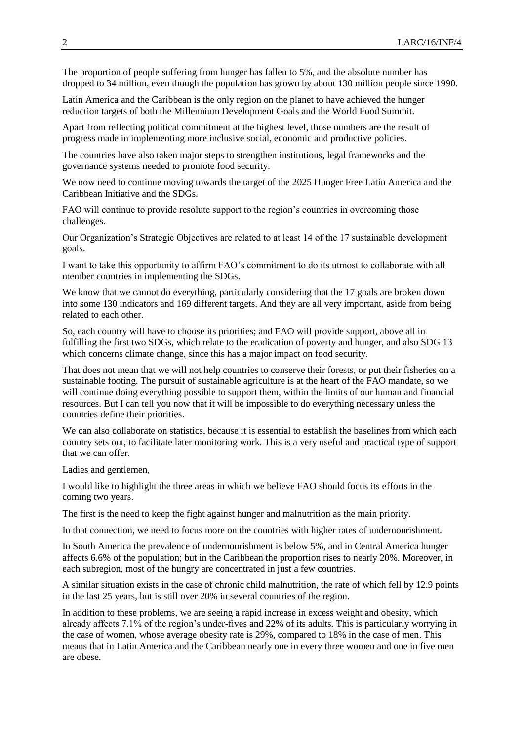The proportion of people suffering from hunger has fallen to 5%, and the absolute number has dropped to 34 million, even though the population has grown by about 130 million people since 1990.

Latin America and the Caribbean is the only region on the planet to have achieved the hunger reduction targets of both the Millennium Development Goals and the World Food Summit.

Apart from reflecting political commitment at the highest level, those numbers are the result of progress made in implementing more inclusive social, economic and productive policies.

The countries have also taken major steps to strengthen institutions, legal frameworks and the governance systems needed to promote food security.

We now need to continue moving towards the target of the 2025 Hunger Free Latin America and the Caribbean Initiative and the SDGs.

FAO will continue to provide resolute support to the region's countries in overcoming those challenges.

Our Organization's Strategic Objectives are related to at least 14 of the 17 sustainable development goals.

I want to take this opportunity to affirm FAO's commitment to do its utmost to collaborate with all member countries in implementing the SDGs.

We know that we cannot do everything, particularly considering that the 17 goals are broken down into some 130 indicators and 169 different targets. And they are all very important, aside from being related to each other.

So, each country will have to choose its priorities; and FAO will provide support, above all in fulfilling the first two SDGs, which relate to the eradication of poverty and hunger, and also SDG 13 which concerns climate change, since this has a major impact on food security.

That does not mean that we will not help countries to conserve their forests, or put their fisheries on a sustainable footing. The pursuit of sustainable agriculture is at the heart of the FAO mandate, so we will continue doing everything possible to support them, within the limits of our human and financial resources. But I can tell you now that it will be impossible to do everything necessary unless the countries define their priorities.

We can also collaborate on statistics, because it is essential to establish the baselines from which each country sets out, to facilitate later monitoring work. This is a very useful and practical type of support that we can offer.

Ladies and gentlemen,

I would like to highlight the three areas in which we believe FAO should focus its efforts in the coming two years.

The first is the need to keep the fight against hunger and malnutrition as the main priority.

In that connection, we need to focus more on the countries with higher rates of undernourishment.

In South America the prevalence of undernourishment is below 5%, and in Central America hunger affects 6.6% of the population; but in the Caribbean the proportion rises to nearly 20%. Moreover, in each subregion, most of the hungry are concentrated in just a few countries.

A similar situation exists in the case of chronic child malnutrition, the rate of which fell by 12.9 points in the last 25 years, but is still over 20% in several countries of the region.

In addition to these problems, we are seeing a rapid increase in excess weight and obesity, which already affects 7.1% of the region's under-fives and 22% of its adults. This is particularly worrying in the case of women, whose average obesity rate is 29%, compared to 18% in the case of men. This means that in Latin America and the Caribbean nearly one in every three women and one in five men are obese.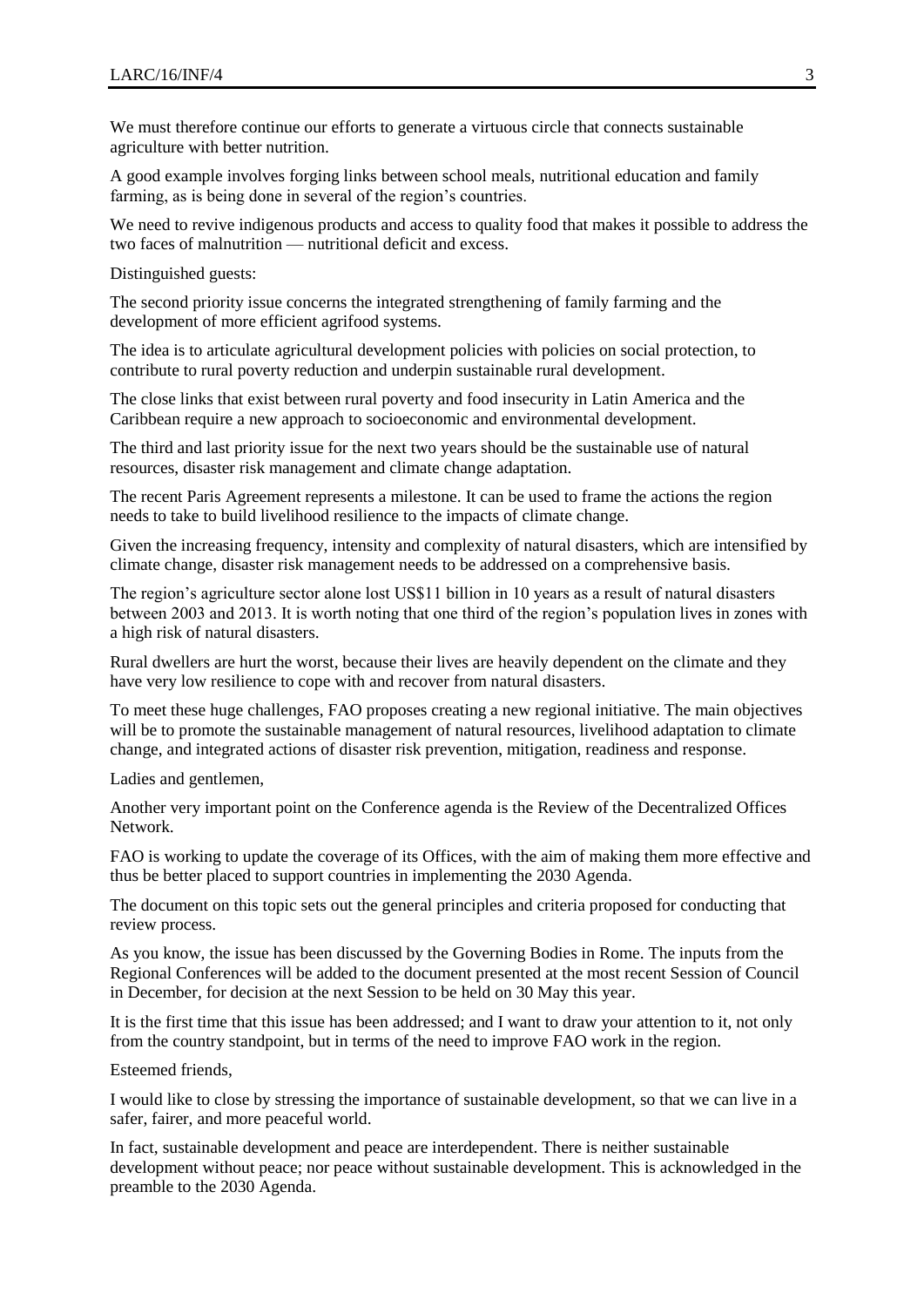We must therefore continue our efforts to generate a virtuous circle that connects sustainable agriculture with better nutrition.

A good example involves forging links between school meals, nutritional education and family farming, as is being done in several of the region's countries.

We need to revive indigenous products and access to quality food that makes it possible to address the two faces of malnutrition — nutritional deficit and excess.

Distinguished guests:

The second priority issue concerns the integrated strengthening of family farming and the development of more efficient agrifood systems.

The idea is to articulate agricultural development policies with policies on social protection, to contribute to rural poverty reduction and underpin sustainable rural development.

The close links that exist between rural poverty and food insecurity in Latin America and the Caribbean require a new approach to socioeconomic and environmental development.

The third and last priority issue for the next two years should be the sustainable use of natural resources, disaster risk management and climate change adaptation.

The recent Paris Agreement represents a milestone. It can be used to frame the actions the region needs to take to build livelihood resilience to the impacts of climate change.

Given the increasing frequency, intensity and complexity of natural disasters, which are intensified by climate change, disaster risk management needs to be addressed on a comprehensive basis.

The region's agriculture sector alone lost US$11 billion in 10 years as a result of natural disasters between 2003 and 2013. It is worth noting that one third of the region's population lives in zones with a high risk of natural disasters.

Rural dwellers are hurt the worst, because their lives are heavily dependent on the climate and they have very low resilience to cope with and recover from natural disasters.

To meet these huge challenges, FAO proposes creating a new regional initiative. The main objectives will be to promote the sustainable management of natural resources, livelihood adaptation to climate change, and integrated actions of disaster risk prevention, mitigation, readiness and response.

Ladies and gentlemen,

Another very important point on the Conference agenda is the Review of the Decentralized Offices Network.

FAO is working to update the coverage of its Offices, with the aim of making them more effective and thus be better placed to support countries in implementing the 2030 Agenda.

The document on this topic sets out the general principles and criteria proposed for conducting that review process.

As you know, the issue has been discussed by the Governing Bodies in Rome. The inputs from the Regional Conferences will be added to the document presented at the most recent Session of Council in December, for decision at the next Session to be held on 30 May this year.

It is the first time that this issue has been addressed; and I want to draw your attention to it, not only from the country standpoint, but in terms of the need to improve FAO work in the region.

Esteemed friends,

I would like to close by stressing the importance of sustainable development, so that we can live in a safer, fairer, and more peaceful world.

In fact, sustainable development and peace are interdependent. There is neither sustainable development without peace; nor peace without sustainable development. This is acknowledged in the preamble to the 2030 Agenda.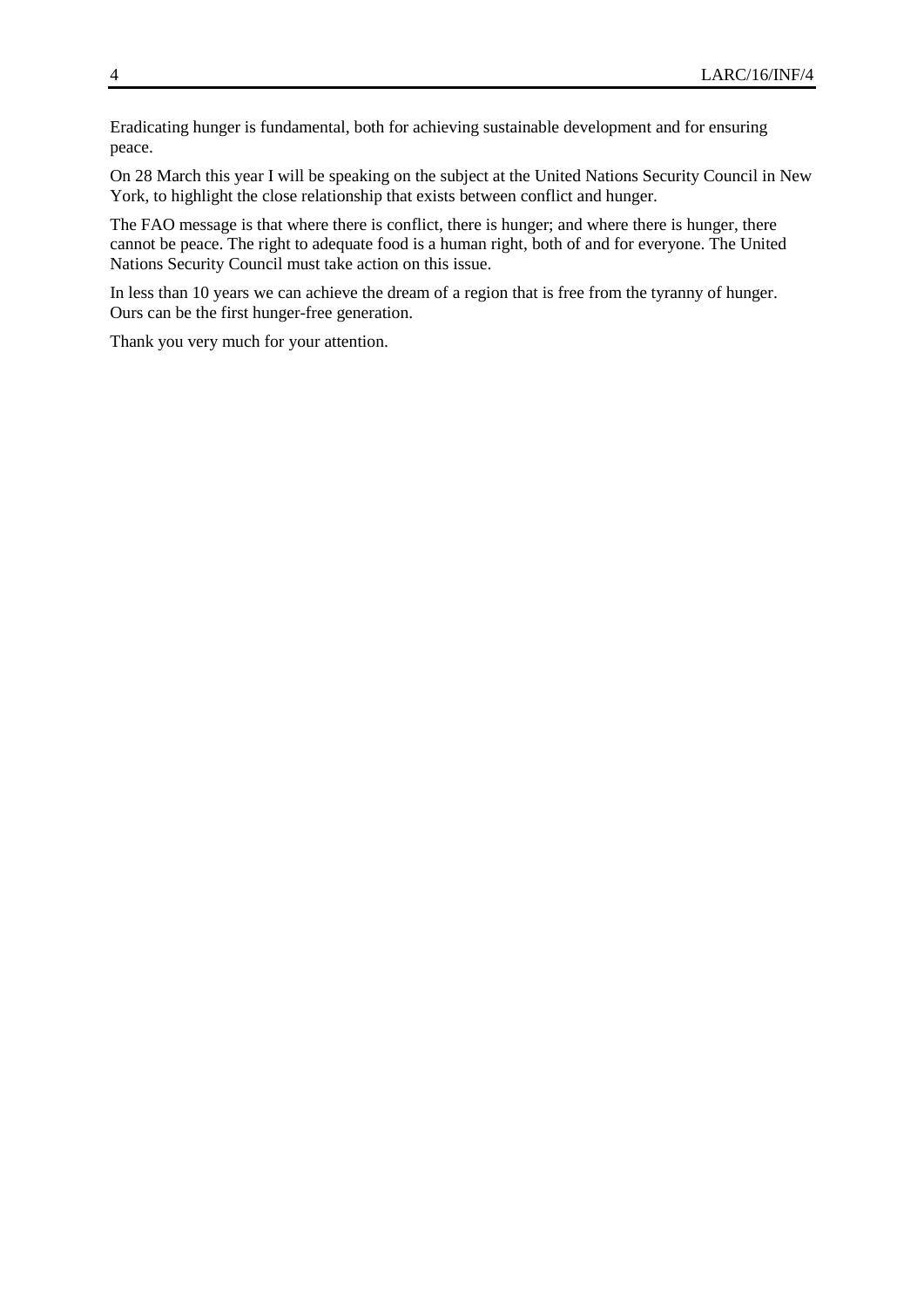Eradicating hunger is fundamental, both for achieving sustainable development and for ensuring peace.

On 28 March this year I will be speaking on the subject at the United Nations Security Council in New York, to highlight the close relationship that exists between conflict and hunger.

The FAO message is that where there is conflict, there is hunger; and where there is hunger, there cannot be peace. The right to adequate food is a human right, both of and for everyone. The United Nations Security Council must take action on this issue.

In less than 10 years we can achieve the dream of a region that is free from the tyranny of hunger. Ours can be the first hunger-free generation.

Thank you very much for your attention.